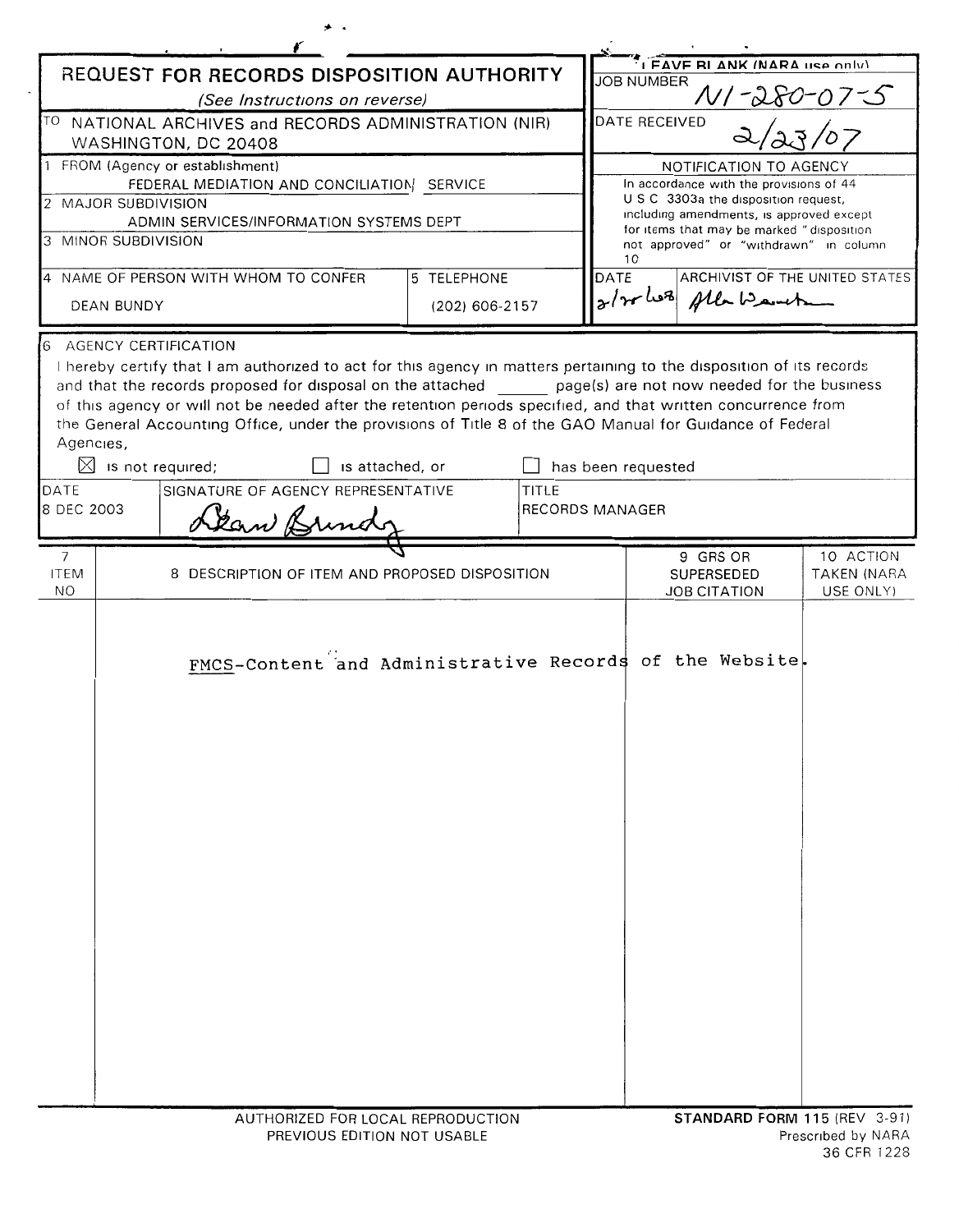# REQUEST FOR RECORDS DISPOSITION AUTHORITY

*(See Instructions on reverse)*

| | |
|---|---|
| TO NATIONAL ARCHIVES and RECORDS ADMINISTRATION (NIR) WASHINGTON, DC 20408 | LEAVE BLANK (NARA use only) JOB NUMBER N1-280-07-5 |
| | DATE RECEIVED 2/23/07 |
| 1 FROM (Agency or establishment) FEDERAL MEDIATION AND CONCILIATION SERVICE | NOTIFICATION TO AGENCY |
| 2 MAJOR SUBDIVISION ADMIN SERVICES/INFORMATION SYSTEMS DEPT | In accordance with the provisions of 44 U S C 3303a the disposition request, including amendments, is approved except for items that may be marked "disposition not approved" or "withdrawn" in column 10 |
| 3 MINOR SUBDIVISION | |
| 4 NAME OF PERSON WITH WHOM TO CONFER: DEAN BUNDY / 5 TELEPHONE: (202) 606-2157 | DATE: 2/20/08 / ARCHIVIST OF THE UNITED STATES: Allen Weinstein |

**6 AGENCY CERTIFICATION**

I hereby certify that I am authorized to act for this agency in matters pertaining to the disposition of its records and that the records proposed for disposal on the attached ______ page(s) are not now needed for the business of this agency or will not be needed after the retention periods specified, and that written concurrence from the General Accounting Office, under the provisions of Title 8 of the GAO Manual for Guidance of Federal Agencies,

☒ is not required; ☐ is attached, or ☐ has been requested

| DATE | SIGNATURE OF AGENCY REPRESENTATIVE | TITLE |
|---|---|---|
| 8 DEC 2003 | Dean Bundy | RECORDS MANAGER |

| 7 ITEM NO | 8 DESCRIPTION OF ITEM AND PROPOSED DISPOSITION | 9 GRS OR SUPERSEDED JOB CITATION | 10 ACTION TAKEN (NARA USE ONLY) |
|---|---|---|---|
| | FMCS-Content and Administrative Records of the Website. | | |

AUTHORIZED FOR LOCAL REPRODUCTION
PREVIOUS EDITION NOT USABLE

**STANDARD FORM 115** (REV 3-91)
Prescribed by NARA
36 CFR 1228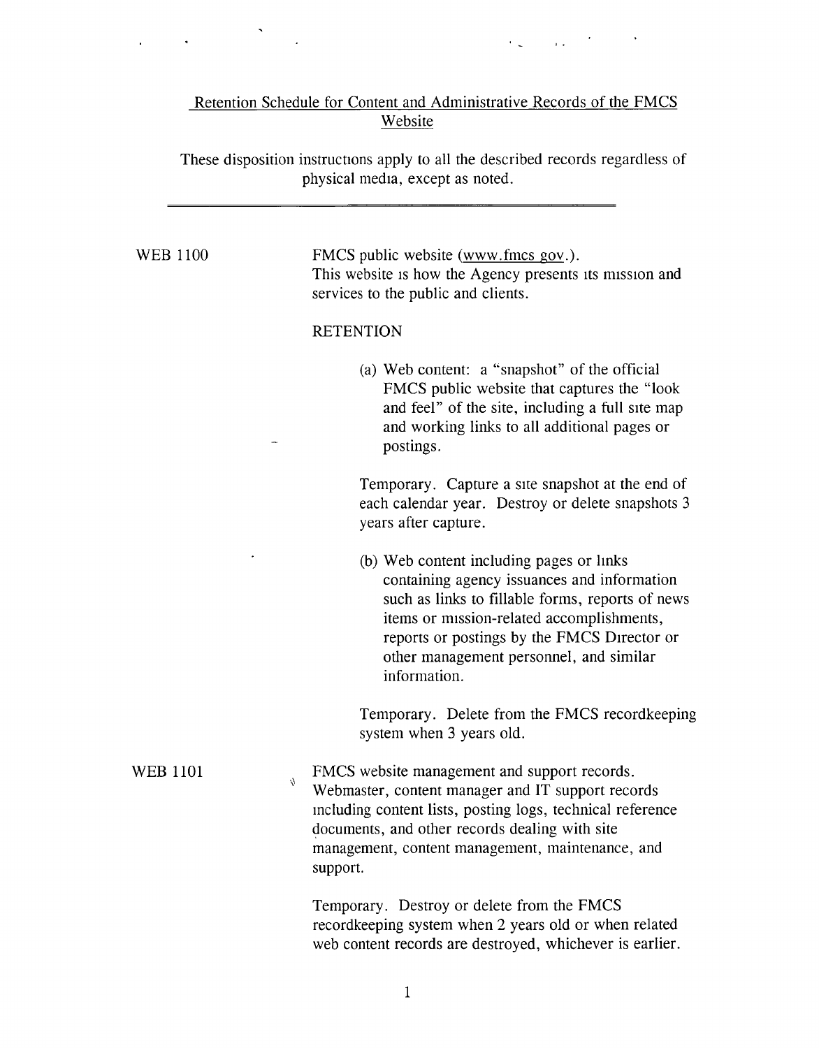## Retention Schedule for Content and Administrative Records of the FMCS Website

These disposition instructions apply to all the described records regardless of physical media, except as noted.

---

**WEB 1100**

FMCS public website (www.fmcs gov.).
This website is how the Agency presents its mission and services to the public and clients.

RETENTION

(a) Web content: a "snapshot" of the official FMCS public website that captures the "look and feel" of the site, including a full site map and working links to all additional pages or postings.

Temporary. Capture a site snapshot at the end of each calendar year. Destroy or delete snapshots 3 years after capture.

(b) Web content including pages or links containing agency issuances and information such as links to fillable forms, reports of news items or mission-related accomplishments, reports or postings by the FMCS Director or other management personnel, and similar information.

Temporary. Delete from the FMCS recordkeeping system when 3 years old.

**WEB 1101**

FMCS website management and support records. Webmaster, content manager and IT support records including content lists, posting logs, technical reference documents, and other records dealing with site management, content management, maintenance, and support.

Temporary. Destroy or delete from the FMCS recordkeeping system when 2 years old or when related web content records are destroyed, whichever is earlier.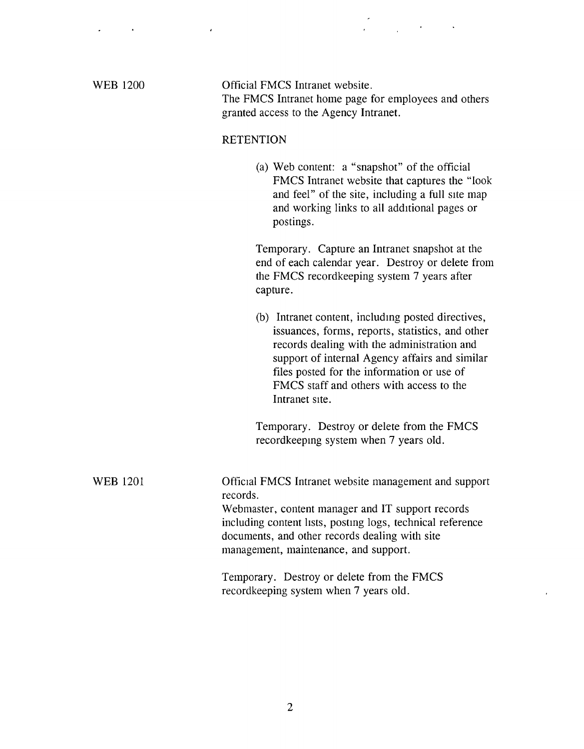**WEB 1200**

Official FMCS Intranet website.
The FMCS Intranet home page for employees and others granted access to the Agency Intranet.

RETENTION

(a) Web content: a "snapshot" of the official FMCS Intranet website that captures the "look and feel" of the site, including a full site map and working links to all additional pages or postings.

Temporary. Capture an Intranet snapshot at the end of each calendar year. Destroy or delete from the FMCS recordkeeping system 7 years after capture.

(b) Intranet content, including posted directives, issuances, forms, reports, statistics, and other records dealing with the administration and support of internal Agency affairs and similar files posted for the information or use of FMCS staff and others with access to the Intranet site.

Temporary. Destroy or delete from the FMCS recordkeeping system when 7 years old.

**WEB 1201**

Official FMCS Intranet website management and support records.
Webmaster, content manager and IT support records including content lists, posting logs, technical reference documents, and other records dealing with site management, maintenance, and support.

Temporary. Destroy or delete from the FMCS recordkeeping system when 7 years old.